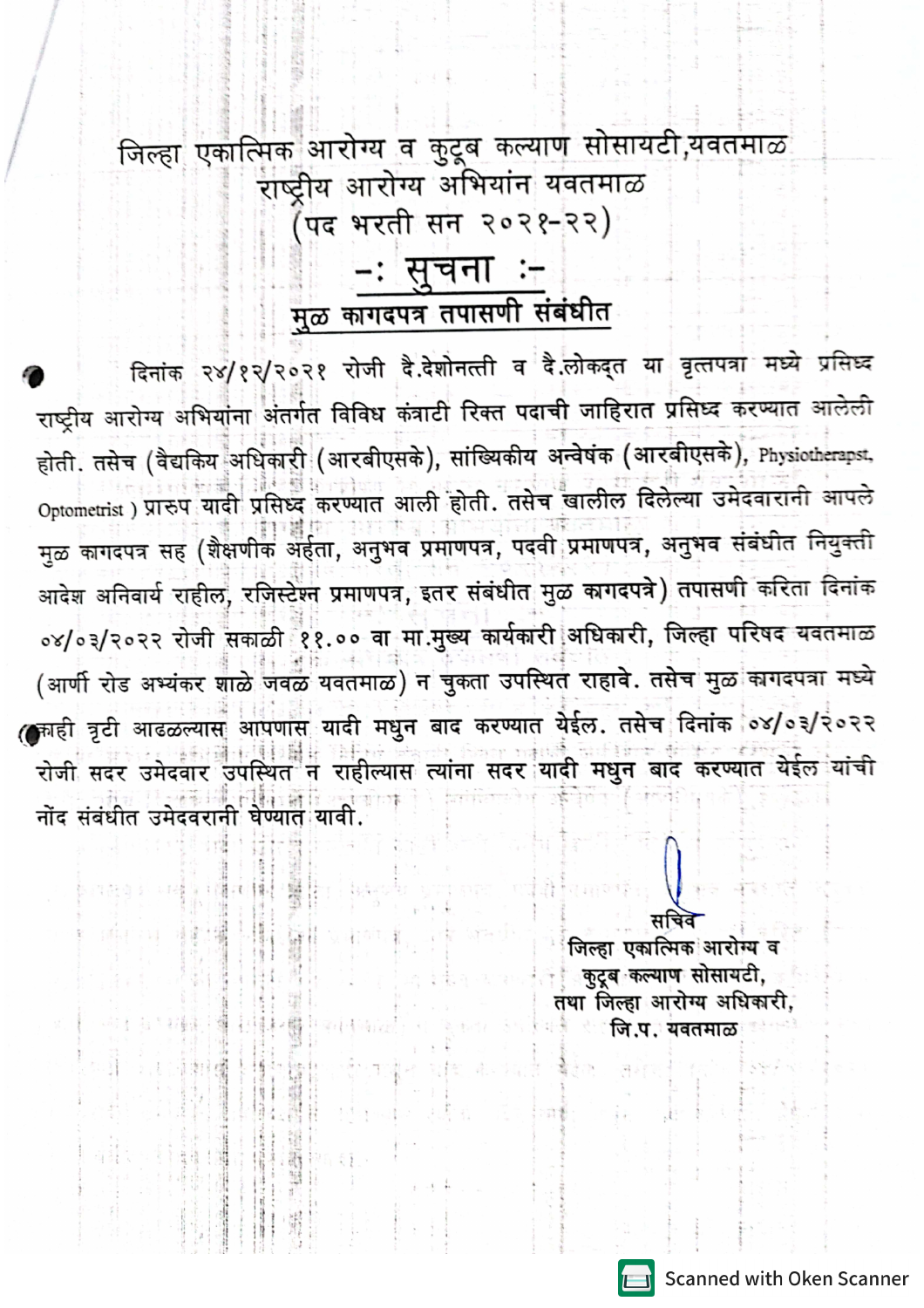# जिल्हा एकात्मिक आरोग्य व कुटूब कल्याण सोसायटी,यवतमाळ

## राष्ट्रीय आरोग्य अभियांन यवतमाळ

## (पद भरती सन २०२१-२२)

## -: सुचना :-

### मुळ कागदपत्र तपासणी संबंधीत

दिनांक २४/१२/२०२१ रोजी दै.देशोन्नती व दै.लोकमत या वृत्तपत्रा मध्ये प्रसिध्द राष्ट्रीय आरोग्य अभियांना अंतर्गत विविध कंत्राटी रिक्त पदाची जाहिरात प्रसिध्द करण्यात आलेली होती. तसेच (वैद्यकिय अधिकारी (आरबीएसके), सांख्यिकीय अन्वेषक (आरबीएसके), Physiotherapst, Optometrist ) प्रारुप यादी प्रसिध्द करण्यात आली होती. तसेच खालील दिलेल्या उमेदवारानी आपले मुळ कागदपत्र सह (शैक्षणीक अर्हता, अनुभव प्रमाणपत्र, पदवी प्रमाणपत्र, अनुभव संबंधीत नियुक्ती आदेश अनिवार्य राहील, रजिस्टेश्न प्रमाणपत्र, इतर संबंधीत मुळ कागदपत्रे) तपासणी करिता दिनांक ०४/०३/२०२२ रोजी सकाळी ११.०० वा मा.मुख्य कार्यकारी अधिकारी, जिल्हा परिषद यवतमाळ (आर्णी रोड अभ्यंकर शाळे जवळ यवतमाळ) न चुकता उपस्थित राहावे. तसेच मुळ कागदपत्रा मध्ये काही त्रृटी आढळल्यास आपणास यादी मधुन बाद करण्यात येईल. तसेच दिनांक ०४/०३/२०२२ रोजी सदर उमेदवार उपस्थित न राहील्यास त्यांना सदर यादी मधुन बाद करण्यात येईल यांची नोंद संबंधीत उमेदवरानी घेण्यात यावी.

सचिव
जिल्हा एकात्मिक आरोग्य व
कुटूब कल्याण सोसायटी,
तथा जिल्हा आरोग्य अधिकारी,
जि.प. यवतमाळ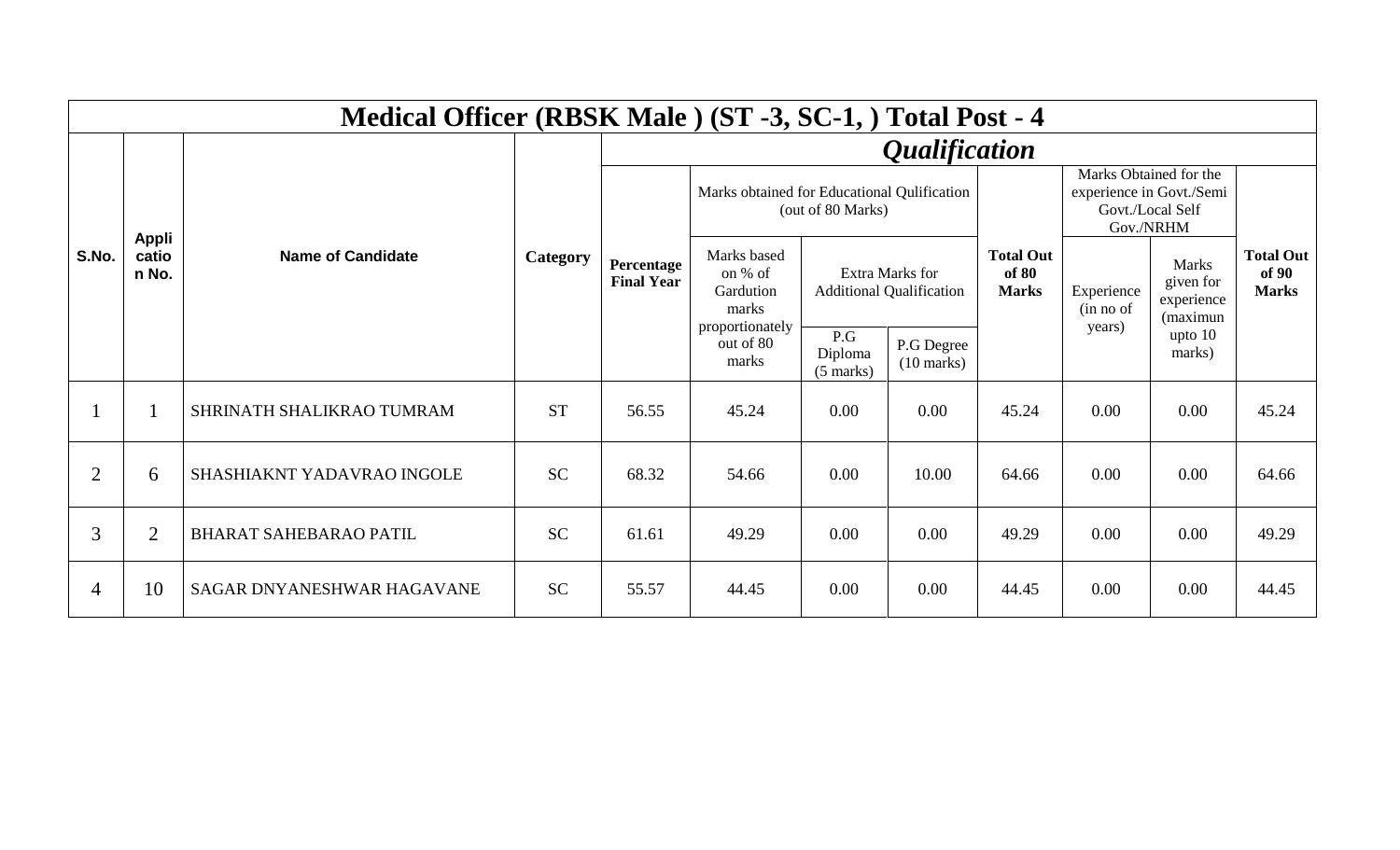# Medical Officer (RBSK Male ) (ST -3, SC-1, ) Total Post - 4

| S.No. | Application No. | Name of Candidate | Category | *Qualification* | | | | | | | |
|---|---|---|---|---|---|---|---|---|---|---|---|
| | | | | Percentage Final Year | Marks obtained for Educational Qulification (out of 80 Marks) | | | Total Out of 80 Marks | Marks Obtained for the experience in Govt./Semi Govt./Local Self Gov./NRHM | | Total Out of 90 Marks |
| | | | | | Marks based on % of Gardution marks proportionately out of 80 marks | Extra Marks for Additional Qualification | | | Experience (in no of years) | Marks given for experience (maximun upto 10 marks) | |
| | | | | | | P.G Diploma (5 marks) | P.G Degree (10 marks) | | | | |
| 1 | 1 | SHRINATH SHALIKRAO TUMRAM | ST | 56.55 | 45.24 | 0.00 | 0.00 | 45.24 | 0.00 | 0.00 | 45.24 |
| 2 | 6 | SHASHIAKNT YADAVRAO INGOLE | SC | 68.32 | 54.66 | 0.00 | 10.00 | 64.66 | 0.00 | 0.00 | 64.66 |
| 3 | 2 | BHARAT SAHEBARAO PATIL | SC | 61.61 | 49.29 | 0.00 | 0.00 | 49.29 | 0.00 | 0.00 | 49.29 |
| 4 | 10 | SAGAR DNYANESHWAR HAGAVANE | SC | 55.57 | 44.45 | 0.00 | 0.00 | 44.45 | 0.00 | 0.00 | 44.45 |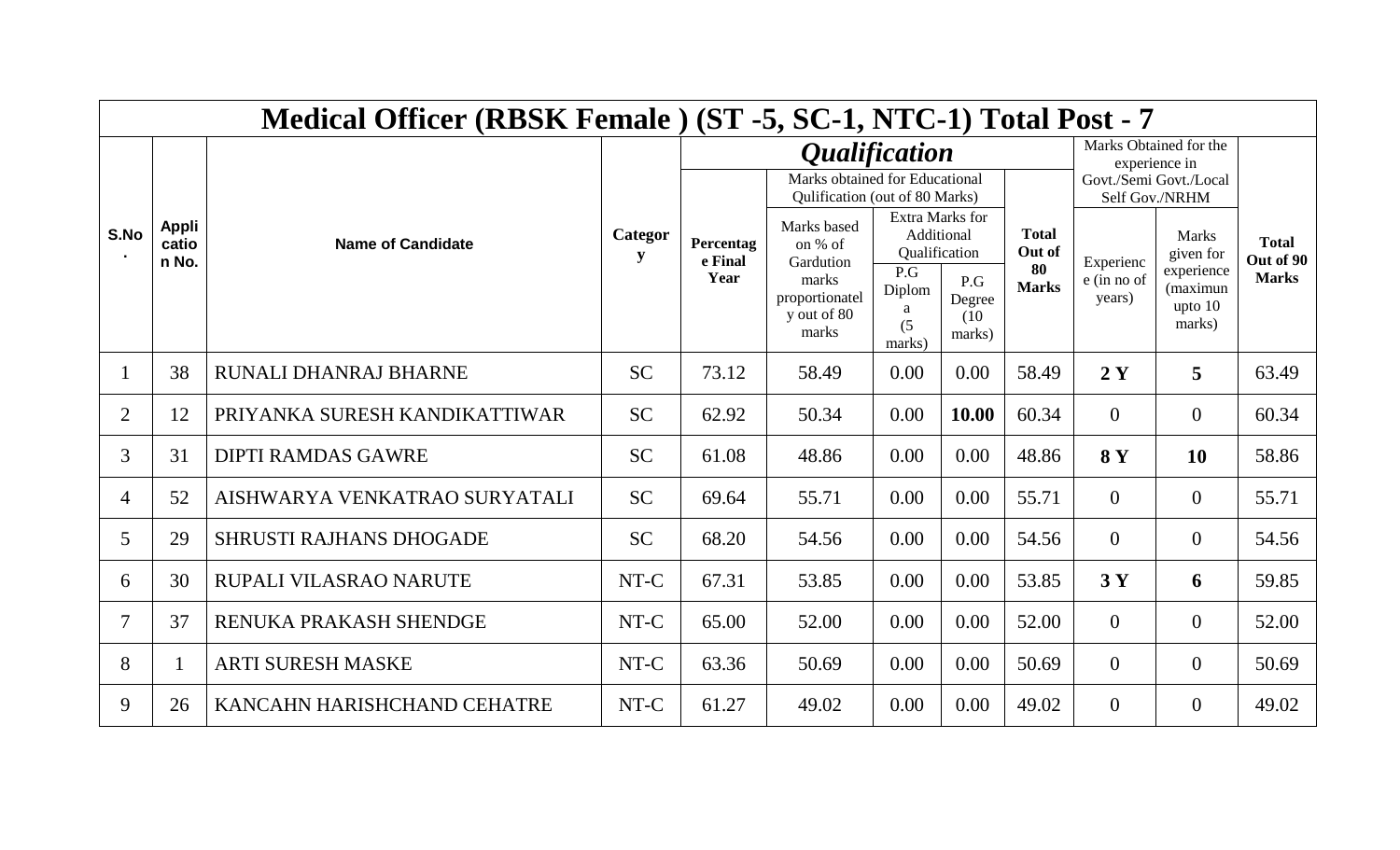| Medical Officer (RBSK Female ) (ST -5, SC-1, NTC-1) Total Post - 7 | | | | | | | | | | | |
|---|---|---|---|---|---|---|---|---|---|---|---|
| S.No. | Application No. | Name of Candidate | Category | *Qualification* | | | | | Marks Obtained for the experience in Govt./Semi Govt./Local Self Gov./NRHM | | Total Out of 90 Marks |
| | | | | Percentage Final Year | Marks obtained for Educational Qulification (out of 80 Marks) | | | Total Out of 80 Marks | | | |
| | | | | | Marks based on % of Gardution marks proportionately out of 80 marks | Extra Marks for Additional Qualification | | | Experience (in no of years) | Marks given for experience (maximun upto 10 marks) | |
| | | | | | | P.G Diploma (5 marks) | P.G Degree (10 marks) | | | | |
| 1 | 38 | RUNALI DHANRAJ BHARNE | SC | 73.12 | 58.49 | 0.00 | 0.00 | 58.49 | **2 Y** | **5** | 63.49 |
| 2 | 12 | PRIYANKA SURESH KANDIKATTIWAR | SC | 62.92 | 50.34 | 0.00 | **10.00** | 60.34 | 0 | 0 | 60.34 |
| 3 | 31 | DIPTI RAMDAS GAWRE | SC | 61.08 | 48.86 | 0.00 | 0.00 | 48.86 | **8 Y** | **10** | 58.86 |
| 4 | 52 | AISHWARYA VENKATRAO SURYATALI | SC | 69.64 | 55.71 | 0.00 | 0.00 | 55.71 | 0 | 0 | 55.71 |
| 5 | 29 | SHRUSTI RAJHANS DHOGADE | SC | 68.20 | 54.56 | 0.00 | 0.00 | 54.56 | 0 | 0 | 54.56 |
| 6 | 30 | RUPALI VILASRAO NARUTE | NT-C | 67.31 | 53.85 | 0.00 | 0.00 | 53.85 | **3 Y** | **6** | 59.85 |
| 7 | 37 | RENUKA PRAKASH SHENDGE | NT-C | 65.00 | 52.00 | 0.00 | 0.00 | 52.00 | 0 | 0 | 52.00 |
| 8 | 1 | ARTI SURESH MASKE | NT-C | 63.36 | 50.69 | 0.00 | 0.00 | 50.69 | 0 | 0 | 50.69 |
| 9 | 26 | KANCAHN HARISHCHAND CEHATRE | NT-C | 61.27 | 49.02 | 0.00 | 0.00 | 49.02 | 0 | 0 | 49.02 |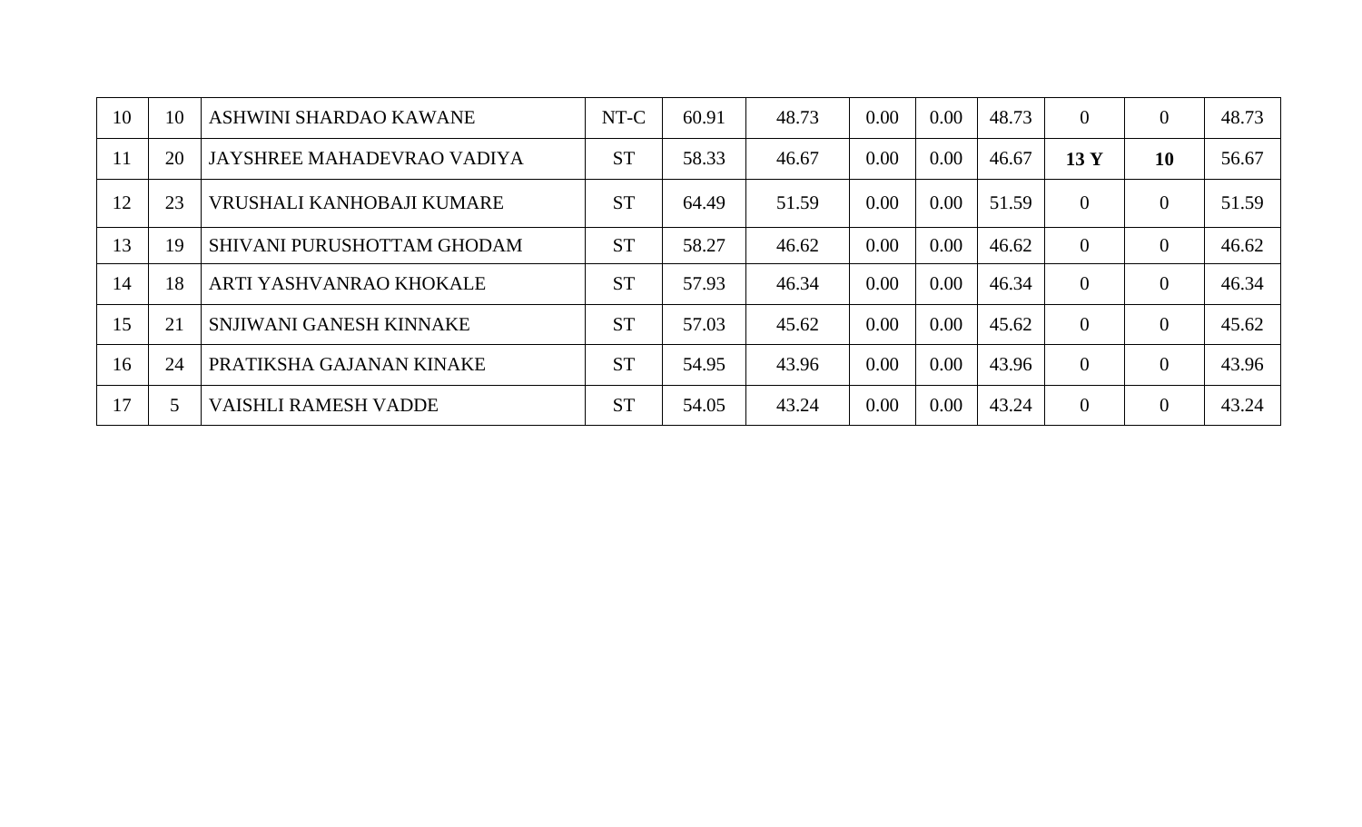| | | | | | | | | | | | |
|---|---|---|---|---|---|---|---|---|---|---|---|
| 10 | 10 | ASHWINI SHARDAO KAWANE | NT-C | 60.91 | 48.73 | 0.00 | 0.00 | 48.73 | 0 | 0 | 48.73 |
| 11 | 20 | JAYSHREE MAHADEVRAO VADIYA | ST | 58.33 | 46.67 | 0.00 | 0.00 | 46.67 | **13 Y** | **10** | 56.67 |
| 12 | 23 | VRUSHALI KANHOBAJI KUMARE | ST | 64.49 | 51.59 | 0.00 | 0.00 | 51.59 | 0 | 0 | 51.59 |
| 13 | 19 | SHIVANI PURUSHOTTAM GHODAM | ST | 58.27 | 46.62 | 0.00 | 0.00 | 46.62 | 0 | 0 | 46.62 |
| 14 | 18 | ARTI YASHVANRAO KHOKALE | ST | 57.93 | 46.34 | 0.00 | 0.00 | 46.34 | 0 | 0 | 46.34 |
| 15 | 21 | SNJIWANI GANESH KINNAKE | ST | 57.03 | 45.62 | 0.00 | 0.00 | 45.62 | 0 | 0 | 45.62 |
| 16 | 24 | PRATIKSHA GAJANAN KINAKE | ST | 54.95 | 43.96 | 0.00 | 0.00 | 43.96 | 0 | 0 | 43.96 |
| 17 | 5 | VAISHLI RAMESH VADDE | ST | 54.05 | 43.24 | 0.00 | 0.00 | 43.24 | 0 | 0 | 43.24 |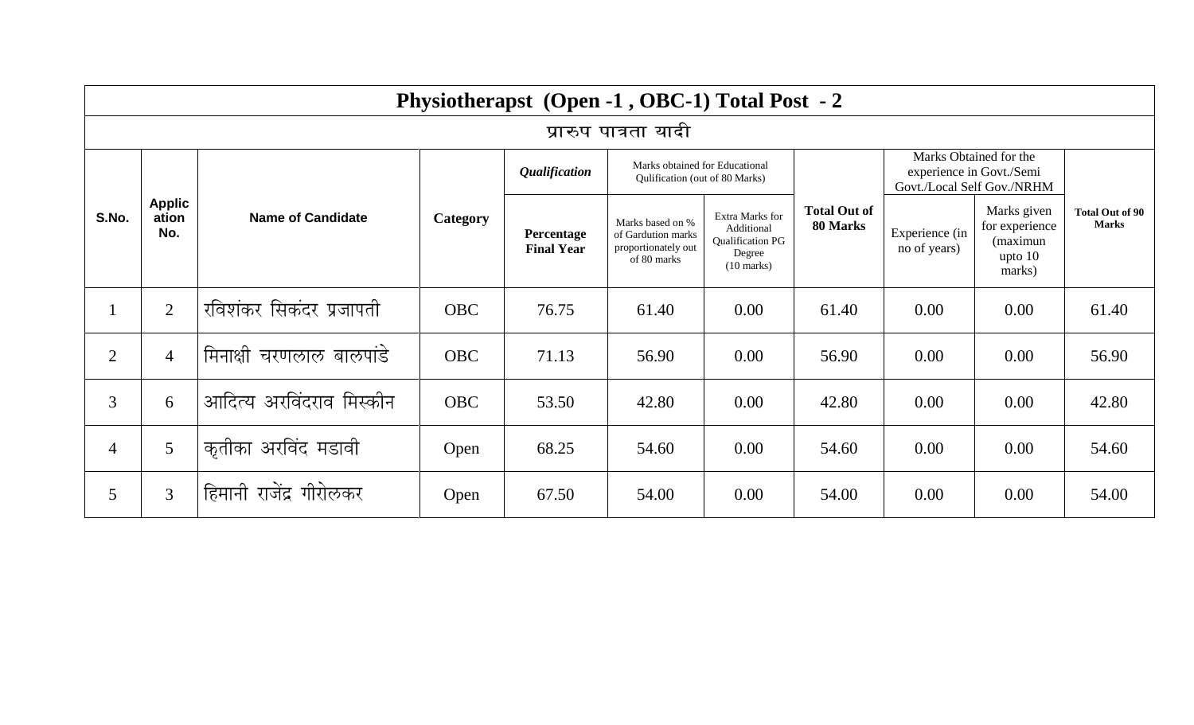| Physiotherapst (Open -1 , OBC-1) Total Post - 2 | | | | | | | | | | |
|---|---|---|---|---|---|---|---|---|---|---|
| प्रारुप पात्रता यादी | | | | | | | | | | |
| S.No. | Application No. | Name of Candidate | Category | *Qualification* | Marks obtained for Educational Qulification (out of 80 Marks) | | Total Out of 80 Marks | Marks Obtained for the experience in Govt./Semi Govt./Local Self Gov./NRHM | | Total Out of 90 Marks |
| | | | | Percentage Final Year | Marks based on % of Gardution marks proportionately out of 80 marks | Extra Marks for Additional Qualification PG Degree (10 marks) | | Experience (in no of years) | Marks given for experience (maximun upto 10 marks) | |
| 1 | 2 | रविशंकर सिकंदर प्रजापती | OBC | 76.75 | 61.40 | 0.00 | 61.40 | 0.00 | 0.00 | 61.40 |
| 2 | 4 | मिनाक्षी चरणलाल बालपांडे | OBC | 71.13 | 56.90 | 0.00 | 56.90 | 0.00 | 0.00 | 56.90 |
| 3 | 6 | आदित्य अरविंदराव मिस्कीन | OBC | 53.50 | 42.80 | 0.00 | 42.80 | 0.00 | 0.00 | 42.80 |
| 4 | 5 | कृतीका अरविंद मडावी | Open | 68.25 | 54.60 | 0.00 | 54.60 | 0.00 | 0.00 | 54.60 |
| 5 | 3 | हिमानी राजेंद्र गीरोलकर | Open | 67.50 | 54.00 | 0.00 | 54.00 | 0.00 | 0.00 | 54.00 |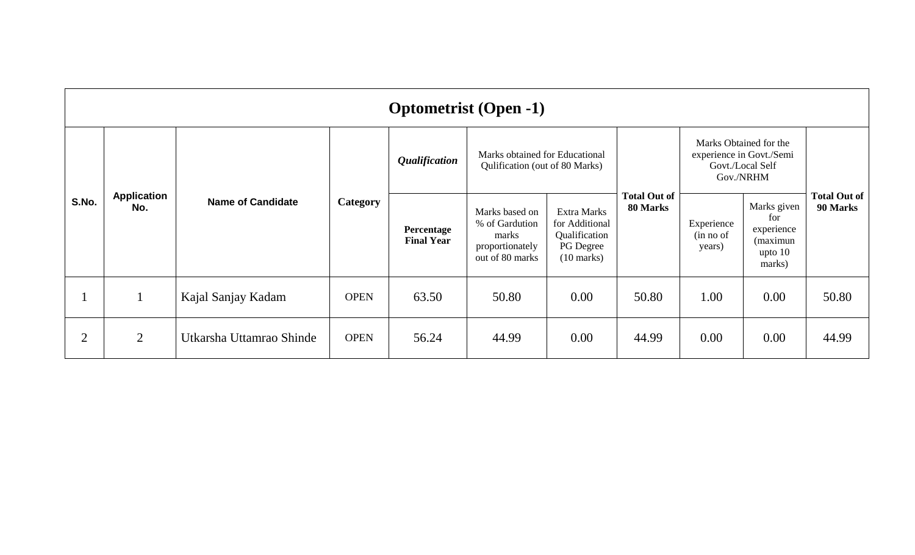| Optometrist (Open -1) | | | | | | | | | | |
|---|---|---|---|---|---|---|---|---|---|---|
| S.No. | Application No. | Name of Candidate | Category | ***Qualification*** | Marks obtained for Educational Qulification (out of 80 Marks) | | Total Out of 80 Marks | Marks Obtained for the experience in Govt./Semi Govt./Local Self Gov./NRHM | | Total Out of 90 Marks |
| | | | | **Percentage Final Year** | Marks based on % of Gardution marks proportionately out of 80 marks | Extra Marks for Additional Qualification PG Degree (10 marks) | | Experience (in no of years) | Marks given for experience (maximun upto 10 marks) | |
| 1 | 1 | Kajal Sanjay Kadam | OPEN | 63.50 | 50.80 | 0.00 | 50.80 | 1.00 | 0.00 | 50.80 |
| 2 | 2 | Utkarsha Uttamrao Shinde | OPEN | 56.24 | 44.99 | 0.00 | 44.99 | 0.00 | 0.00 | 44.99 |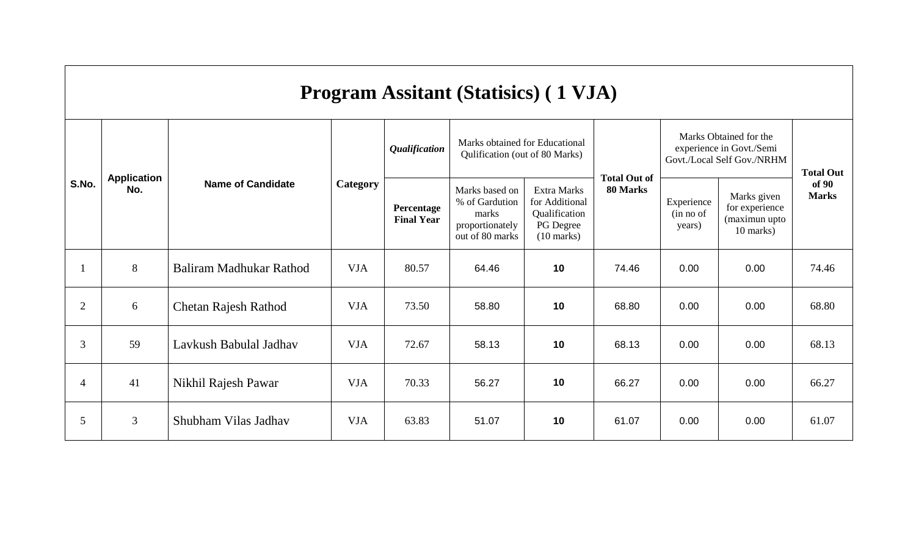# Program Assitant (Statisics) ( 1 VJA)

| S.No. | Application No. | Name of Candidate | Category | *Qualification* | Marks obtained for Educational Qulification (out of 80 Marks) | | Total Out of 80 Marks | Marks Obtained for the experience in Govt./Semi Govt./Local Self Gov./NRHM | | Total Out of 90 Marks |
|---|---|---|---|---|---|---|---|---|---|---|
| | | | | **Percentage Final Year** | Marks based on % of Gardution marks proportionately out of 80 marks | Extra Marks for Additional Qualification PG Degree (10 marks) | | Experience (in no of years) | Marks given for experience (maximun upto 10 marks) | |
| 1 | 8 | Baliram Madhukar Rathod | VJA | 80.57 | 64.46 | **10** | 74.46 | 0.00 | 0.00 | 74.46 |
| 2 | 6 | Chetan Rajesh Rathod | VJA | 73.50 | 58.80 | **10** | 68.80 | 0.00 | 0.00 | 68.80 |
| 3 | 59 | Lavkush Babulal Jadhav | VJA | 72.67 | 58.13 | **10** | 68.13 | 0.00 | 0.00 | 68.13 |
| 4 | 41 | Nikhil Rajesh Pawar | VJA | 70.33 | 56.27 | **10** | 66.27 | 0.00 | 0.00 | 66.27 |
| 5 | 3 | Shubham Vilas Jadhav | VJA | 63.83 | 51.07 | **10** | 61.07 | 0.00 | 0.00 | 61.07 |